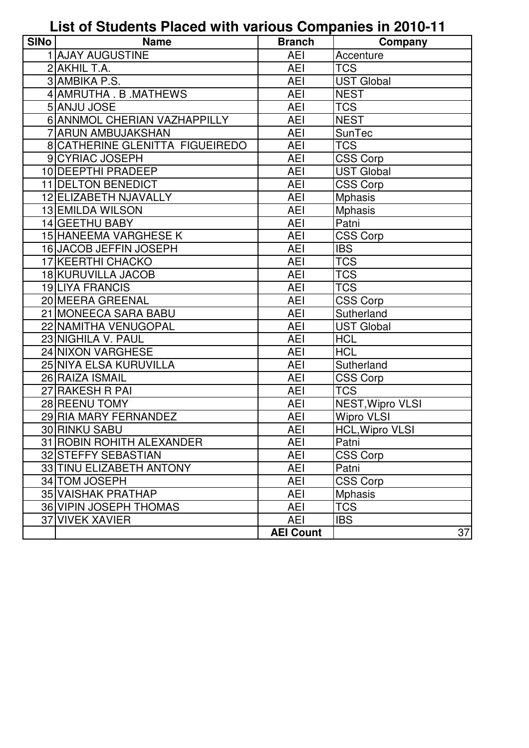# List of Students Placed with various Companies in 2010-11

| SINo | Name | Branch | Company |
|---|---|---|---|
| 1 | AJAY AUGUSTINE | AEI | Accenture |
| 2 | AKHIL T.A. | AEI | TCS |
| 3 | AMBIKA P.S. | AEI | UST Global |
| 4 | AMRUTHA . B .MATHEWS | AEI | NEST |
| 5 | ANJU JOSE | AEI | TCS |
| 6 | ANNMOL CHERIAN VAZHAPPILLY | AEI | NEST |
| 7 | ARUN AMBUJAKSHAN | AEI | SunTec |
| 8 | CATHERINE GLENITTA FIGUEIREDO | AEI | TCS |
| 9 | CYRIAC JOSEPH | AEI | CSS Corp |
| 10 | DEEPTHI PRADEEP | AEI | UST Global |
| 11 | DELTON BENEDICT | AEI | CSS Corp |
| 12 | ELIZABETH NJAVALLY | AEI | Mphasis |
| 13 | EMILDA WILSON | AEI | Mphasis |
| 14 | GEETHU BABY | AEI | Patni |
| 15 | HANEEMA VARGHESE K | AEI | CSS Corp |
| 16 | JACOB JEFFIN JOSEPH | AEI | IBS |
| 17 | KEERTHI CHACKO | AEI | TCS |
| 18 | KURUVILLA JACOB | AEI | TCS |
| 19 | LIYA FRANCIS | AEI | TCS |
| 20 | MEERA GREENAL | AEI | CSS Corp |
| 21 | MONEECA SARA BABU | AEI | Sutherland |
| 22 | NAMITHA VENUGOPAL | AEI | UST Global |
| 23 | NIGHILA V. PAUL | AEI | HCL |
| 24 | NIXON VARGHESE | AEI | HCL |
| 25 | NIYA ELSA KURUVILLA | AEI | Sutherland |
| 26 | RAIZA ISMAIL | AEI | CSS Corp |
| 27 | RAKESH R PAI | AEI | TCS |
| 28 | REENU TOMY | AEI | NEST,Wipro VLSI |
| 29 | RIA MARY FERNANDEZ | AEI | Wipro VLSI |
| 30 | RINKU SABU | AEI | HCL,Wipro VLSI |
| 31 | ROBIN ROHITH ALEXANDER | AEI | Patni |
| 32 | STEFFY SEBASTIAN | AEI | CSS Corp |
| 33 | TINU ELIZABETH ANTONY | AEI | Patni |
| 34 | TOM JOSEPH | AEI | CSS Corp |
| 35 | VAISHAK PRATHAP | AEI | Mphasis |
| 36 | VIPIN JOSEPH THOMAS | AEI | TCS |
| 37 | VIVEK XAVIER | AEI | IBS |
| | | **AEI Count** | 37 |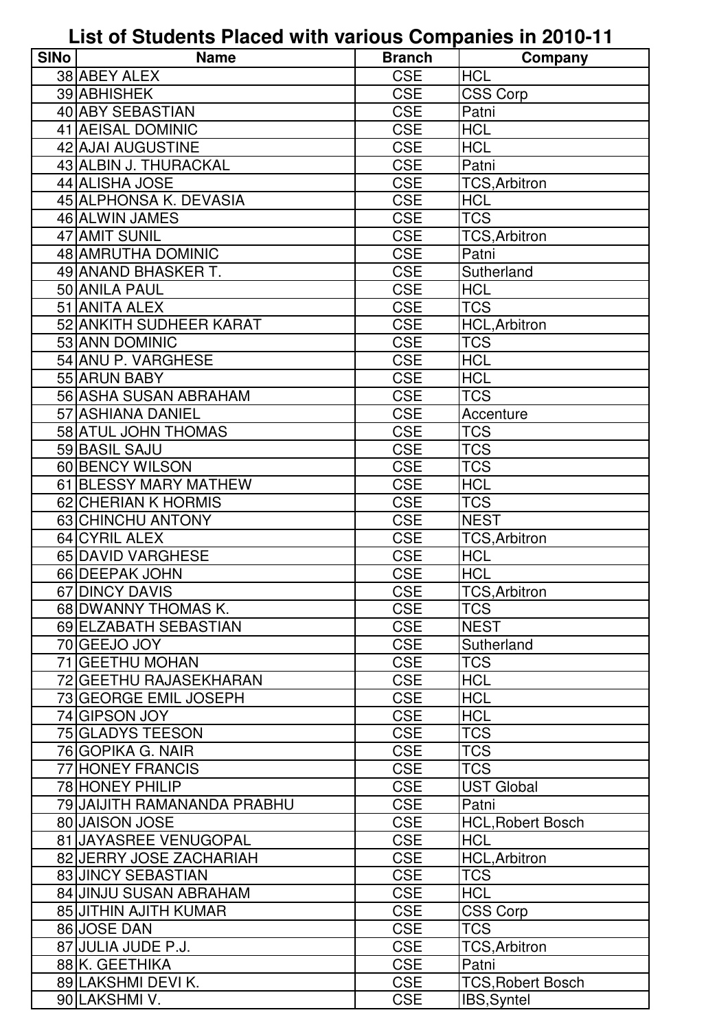# List of Students Placed with various Companies in 2010-11

| SlNo | Name | Branch | Company |
|---|---|---|---|
| 38 | ABEY ALEX | CSE | HCL |
| 39 | ABHISHEK | CSE | CSS Corp |
| 40 | ABY SEBASTIAN | CSE | Patni |
| 41 | AEISAL DOMINIC | CSE | HCL |
| 42 | AJAI AUGUSTINE | CSE | HCL |
| 43 | ALBIN J. THURACKAL | CSE | Patni |
| 44 | ALISHA JOSE | CSE | TCS,Arbitron |
| 45 | ALPHONSA K. DEVASIA | CSE | HCL |
| 46 | ALWIN JAMES | CSE | TCS |
| 47 | AMIT SUNIL | CSE | TCS,Arbitron |
| 48 | AMRUTHA DOMINIC | CSE | Patni |
| 49 | ANAND BHASKER T. | CSE | Sutherland |
| 50 | ANILA PAUL | CSE | HCL |
| 51 | ANITA ALEX | CSE | TCS |
| 52 | ANKITH SUDHEER KARAT | CSE | HCL,Arbitron |
| 53 | ANN DOMINIC | CSE | TCS |
| 54 | ANU P. VARGHESE | CSE | HCL |
| 55 | ARUN BABY | CSE | HCL |
| 56 | ASHA SUSAN ABRAHAM | CSE | TCS |
| 57 | ASHIANA DANIEL | CSE | Accenture |
| 58 | ATUL JOHN THOMAS | CSE | TCS |
| 59 | BASIL SAJU | CSE | TCS |
| 60 | BENCY WILSON | CSE | TCS |
| 61 | BLESSY MARY MATHEW | CSE | HCL |
| 62 | CHERIAN K HORMIS | CSE | TCS |
| 63 | CHINCHU ANTONY | CSE | NEST |
| 64 | CYRIL ALEX | CSE | TCS,Arbitron |
| 65 | DAVID VARGHESE | CSE | HCL |
| 66 | DEEPAK JOHN | CSE | HCL |
| 67 | DINCY DAVIS | CSE | TCS,Arbitron |
| 68 | DWANNY THOMAS K. | CSE | TCS |
| 69 | ELZABATH SEBASTIAN | CSE | NEST |
| 70 | GEEJO JOY | CSE | Sutherland |
| 71 | GEETHU MOHAN | CSE | TCS |
| 72 | GEETHU RAJASEKHARAN | CSE | HCL |
| 73 | GEORGE EMIL JOSEPH | CSE | HCL |
| 74 | GIPSON JOY | CSE | HCL |
| 75 | GLADYS TEESON | CSE | TCS |
| 76 | GOPIKA G. NAIR | CSE | TCS |
| 77 | HONEY FRANCIS | CSE | TCS |
| 78 | HONEY PHILIP | CSE | UST Global |
| 79 | JAIJITH RAMANANDA PRABHU | CSE | Patni |
| 80 | JAISON JOSE | CSE | HCL,Robert Bosch |
| 81 | JAYASREE VENUGOPAL | CSE | HCL |
| 82 | JERRY JOSE ZACHARIAH | CSE | HCL,Arbitron |
| 83 | JINCY SEBASTIAN | CSE | TCS |
| 84 | JINJU SUSAN ABRAHAM | CSE | HCL |
| 85 | JITHIN AJITH KUMAR | CSE | CSS Corp |
| 86 | JOSE DAN | CSE | TCS |
| 87 | JULIA JUDE P.J. | CSE | TCS,Arbitron |
| 88 | K. GEETHIKA | CSE | Patni |
| 89 | LAKSHMI DEVI K. | CSE | TCS,Robert Bosch |
| 90 | LAKSHMI V. | CSE | IBS,Syntel |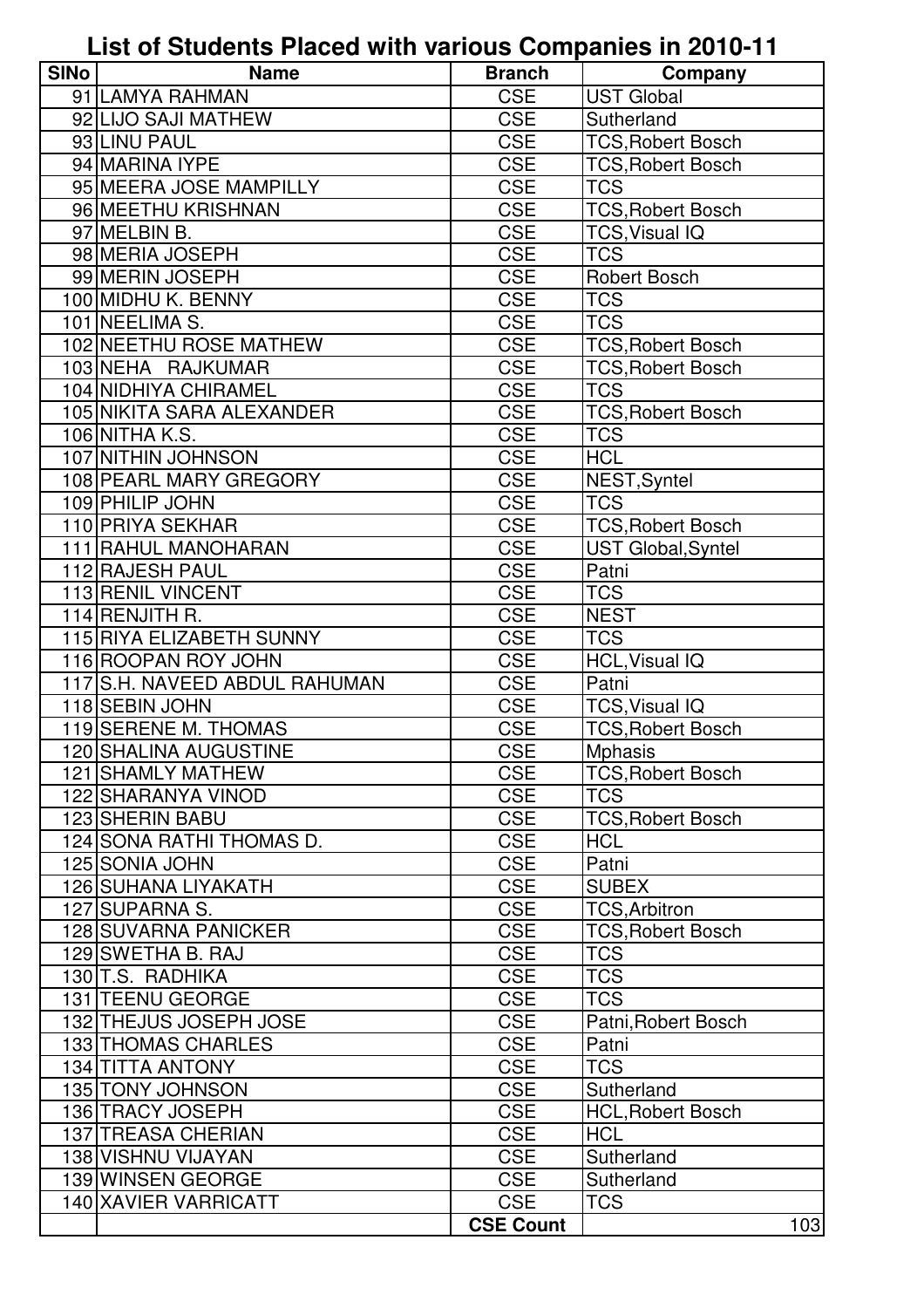# List of Students Placed with various Companies in 2010-11

| SlNo | Name | Branch | Company |
|---|---|---|---|
| 91 | LAMYA RAHMAN | CSE | UST Global |
| 92 | LIJO SAJI MATHEW | CSE | Sutherland |
| 93 | LINU PAUL | CSE | TCS,Robert Bosch |
| 94 | MARINA IYPE | CSE | TCS,Robert Bosch |
| 95 | MEERA JOSE MAMPILLY | CSE | TCS |
| 96 | MEETHU KRISHNAN | CSE | TCS,Robert Bosch |
| 97 | MELBIN B. | CSE | TCS,Visual IQ |
| 98 | MERIA JOSEPH | CSE | TCS |
| 99 | MERIN JOSEPH | CSE | Robert Bosch |
| 100 | MIDHU K. BENNY | CSE | TCS |
| 101 | NEELIMA S. | CSE | TCS |
| 102 | NEETHU ROSE MATHEW | CSE | TCS,Robert Bosch |
| 103 | NEHA RAJKUMAR | CSE | TCS,Robert Bosch |
| 104 | NIDHIYA CHIRAMEL | CSE | TCS |
| 105 | NIKITA SARA ALEXANDER | CSE | TCS,Robert Bosch |
| 106 | NITHA K.S. | CSE | TCS |
| 107 | NITHIN JOHNSON | CSE | HCL |
| 108 | PEARL MARY GREGORY | CSE | NEST,Syntel |
| 109 | PHILIP JOHN | CSE | TCS |
| 110 | PRIYA SEKHAR | CSE | TCS,Robert Bosch |
| 111 | RAHUL MANOHARAN | CSE | UST Global,Syntel |
| 112 | RAJESH PAUL | CSE | Patni |
| 113 | RENIL VINCENT | CSE | TCS |
| 114 | RENJITH R. | CSE | NEST |
| 115 | RIYA ELIZABETH SUNNY | CSE | TCS |
| 116 | ROOPAN ROY JOHN | CSE | HCL,Visual IQ |
| 117 | S.H. NAVEED ABDUL RAHUMAN | CSE | Patni |
| 118 | SEBIN JOHN | CSE | TCS,Visual IQ |
| 119 | SERENE M. THOMAS | CSE | TCS,Robert Bosch |
| 120 | SHALINA AUGUSTINE | CSE | Mphasis |
| 121 | SHAMLY MATHEW | CSE | TCS,Robert Bosch |
| 122 | SHARANYA VINOD | CSE | TCS |
| 123 | SHERIN BABU | CSE | TCS,Robert Bosch |
| 124 | SONA RATHI THOMAS D. | CSE | HCL |
| 125 | SONIA JOHN | CSE | Patni |
| 126 | SUHANA LIYAKATH | CSE | SUBEX |
| 127 | SUPARNA S. | CSE | TCS,Arbitron |
| 128 | SUVARNA PANICKER | CSE | TCS,Robert Bosch |
| 129 | SWETHA B. RAJ | CSE | TCS |
| 130 | T.S. RADHIKA | CSE | TCS |
| 131 | TEENU GEORGE | CSE | TCS |
| 132 | THEJUS JOSEPH JOSE | CSE | Patni,Robert Bosch |
| 133 | THOMAS CHARLES | CSE | Patni |
| 134 | TITTA ANTONY | CSE | TCS |
| 135 | TONY JOHNSON | CSE | Sutherland |
| 136 | TRACY JOSEPH | CSE | HCL,Robert Bosch |
| 137 | TREASA CHERIAN | CSE | HCL |
| 138 | VISHNU VIJAYAN | CSE | Sutherland |
| 139 | WINSEN GEORGE | CSE | Sutherland |
| 140 | XAVIER VARRICATT | CSE | TCS |
| | | **CSE Count** | 103 |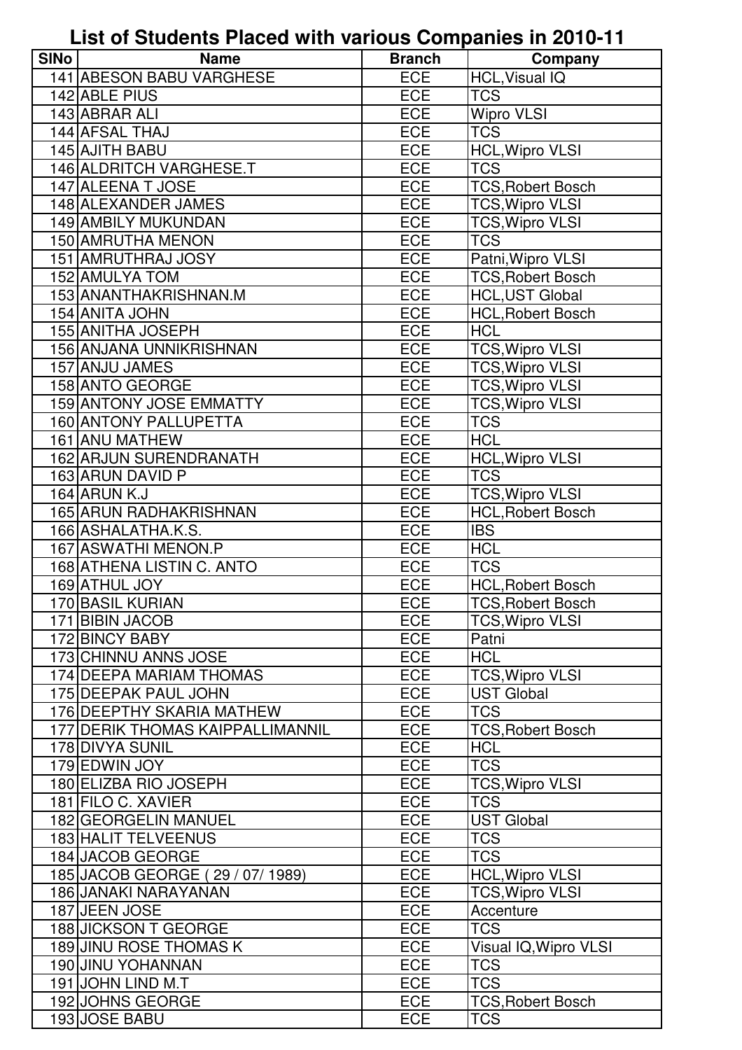# List of Students Placed with various Companies in 2010-11

| SlNo | Name | Branch | Company |
|---|---|---|---|
| 141 | ABESON BABU VARGHESE | ECE | HCL,Visual IQ |
| 142 | ABLE PIUS | ECE | TCS |
| 143 | ABRAR ALI | ECE | Wipro VLSI |
| 144 | AFSAL THAJ | ECE | TCS |
| 145 | AJITH BABU | ECE | HCL,Wipro VLSI |
| 146 | ALDRITCH VARGHESE.T | ECE | TCS |
| 147 | ALEENA T JOSE | ECE | TCS,Robert Bosch |
| 148 | ALEXANDER JAMES | ECE | TCS,Wipro VLSI |
| 149 | AMBILY MUKUNDAN | ECE | TCS,Wipro VLSI |
| 150 | AMRUTHA MENON | ECE | TCS |
| 151 | AMRUTHRAJ JOSY | ECE | Patni,Wipro VLSI |
| 152 | AMULYA TOM | ECE | TCS,Robert Bosch |
| 153 | ANANTHAKRISHNAN.M | ECE | HCL,UST Global |
| 154 | ANITA JOHN | ECE | HCL,Robert Bosch |
| 155 | ANITHA JOSEPH | ECE | HCL |
| 156 | ANJANA UNNIKRISHNAN | ECE | TCS,Wipro VLSI |
| 157 | ANJU JAMES | ECE | TCS,Wipro VLSI |
| 158 | ANTO GEORGE | ECE | TCS,Wipro VLSI |
| 159 | ANTONY JOSE EMMATTY | ECE | TCS,Wipro VLSI |
| 160 | ANTONY PALLUPETTA | ECE | TCS |
| 161 | ANU MATHEW | ECE | HCL |
| 162 | ARJUN SURENDRANATH | ECE | HCL,Wipro VLSI |
| 163 | ARUN DAVID P | ECE | TCS |
| 164 | ARUN K.J | ECE | TCS,Wipro VLSI |
| 165 | ARUN RADHAKRISHNAN | ECE | HCL,Robert Bosch |
| 166 | ASHALATHA.K.S. | ECE | IBS |
| 167 | ASWATHI MENON.P | ECE | HCL |
| 168 | ATHENA LISTIN C. ANTO | ECE | TCS |
| 169 | ATHUL JOY | ECE | HCL,Robert Bosch |
| 170 | BASIL KURIAN | ECE | TCS,Robert Bosch |
| 171 | BIBIN JACOB | ECE | TCS,Wipro VLSI |
| 172 | BINCY BABY | ECE | Patni |
| 173 | CHINNU ANNS JOSE | ECE | HCL |
| 174 | DEEPA MARIAM THOMAS | ECE | TCS,Wipro VLSI |
| 175 | DEEPAK PAUL JOHN | ECE | UST Global |
| 176 | DEEPTHY SKARIA MATHEW | ECE | TCS |
| 177 | DERIK THOMAS KAIPPALLIMANNIL | ECE | TCS,Robert Bosch |
| 178 | DIVYA SUNIL | ECE | HCL |
| 179 | EDWIN JOY | ECE | TCS |
| 180 | ELIZBA RIO JOSEPH | ECE | TCS,Wipro VLSI |
| 181 | FILO C. XAVIER | ECE | TCS |
| 182 | GEORGELIN MANUEL | ECE | UST Global |
| 183 | HALIT TELVEENUS | ECE | TCS |
| 184 | JACOB GEORGE | ECE | TCS |
| 185 | JACOB GEORGE ( 29 / 07/ 1989) | ECE | HCL,Wipro VLSI |
| 186 | JANAKI NARAYANAN | ECE | TCS,Wipro VLSI |
| 187 | JEEN JOSE | ECE | Accenture |
| 188 | JICKSON T GEORGE | ECE | TCS |
| 189 | JINU ROSE THOMAS K | ECE | Visual IQ,Wipro VLSI |
| 190 | JINU YOHANNAN | ECE | TCS |
| 191 | JOHN LIND M.T | ECE | TCS |
| 192 | JOHNS GEORGE | ECE | TCS,Robert Bosch |
| 193 | JOSE BABU | ECE | TCS |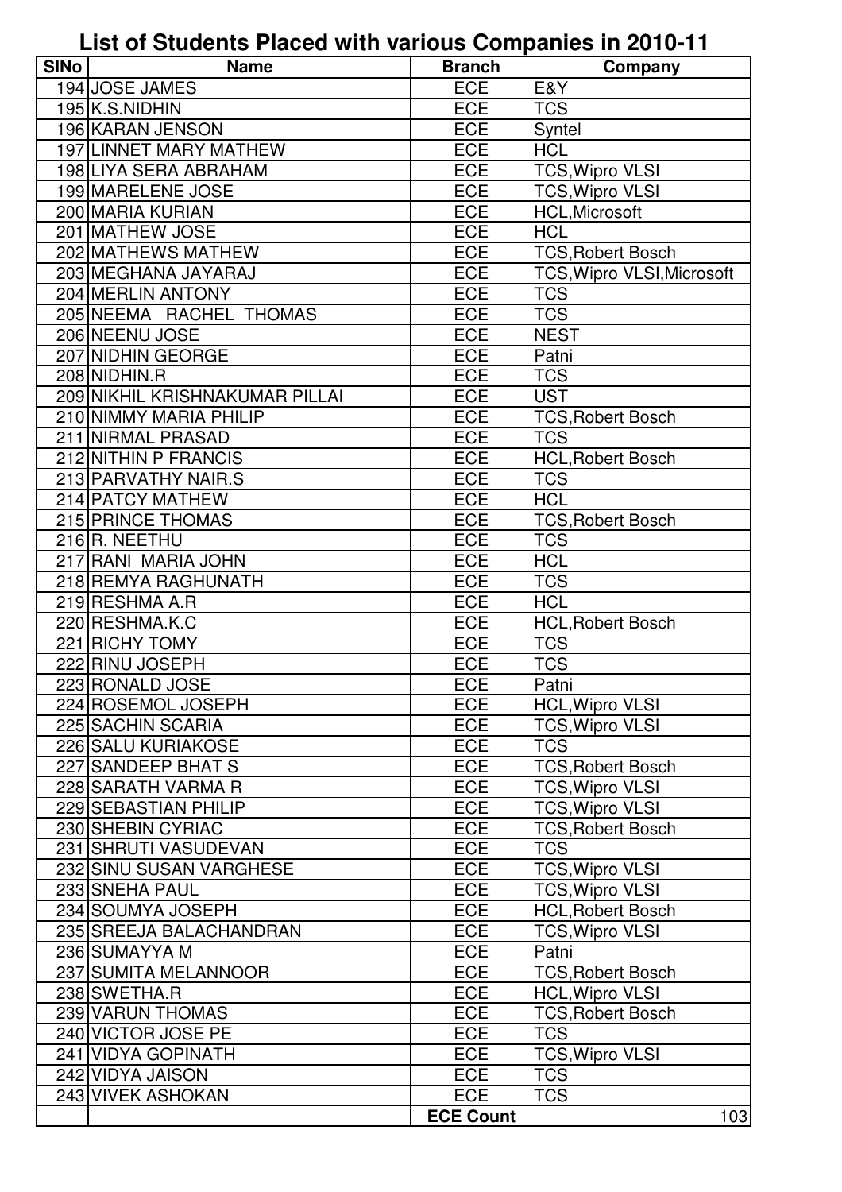# List of Students Placed with various Companies in 2010-11

| SlNo | Name | Branch | Company |
|---|---|---|---|
| 194 | JOSE JAMES | ECE | E&Y |
| 195 | K.S.NIDHIN | ECE | TCS |
| 196 | KARAN JENSON | ECE | Syntel |
| 197 | LINNET MARY MATHEW | ECE | HCL |
| 198 | LIYA SERA ABRAHAM | ECE | TCS,Wipro VLSI |
| 199 | MARELENE JOSE | ECE | TCS,Wipro VLSI |
| 200 | MARIA KURIAN | ECE | HCL,Microsoft |
| 201 | MATHEW JOSE | ECE | HCL |
| 202 | MATHEWS MATHEW | ECE | TCS,Robert Bosch |
| 203 | MEGHANA JAYARAJ | ECE | TCS,Wipro VLSI,Microsoft |
| 204 | MERLIN ANTONY | ECE | TCS |
| 205 | NEEMA RACHEL THOMAS | ECE | TCS |
| 206 | NEENU JOSE | ECE | NEST |
| 207 | NIDHIN GEORGE | ECE | Patni |
| 208 | NIDHIN.R | ECE | TCS |
| 209 | NIKHIL KRISHNAKUMAR PILLAI | ECE | UST |
| 210 | NIMMY MARIA PHILIP | ECE | TCS,Robert Bosch |
| 211 | NIRMAL PRASAD | ECE | TCS |
| 212 | NITHIN P FRANCIS | ECE | HCL,Robert Bosch |
| 213 | PARVATHY NAIR.S | ECE | TCS |
| 214 | PATCY MATHEW | ECE | HCL |
| 215 | PRINCE THOMAS | ECE | TCS,Robert Bosch |
| 216 | R. NEETHU | ECE | TCS |
| 217 | RANI MARIA JOHN | ECE | HCL |
| 218 | REMYA RAGHUNATH | ECE | TCS |
| 219 | RESHMA A.R | ECE | HCL |
| 220 | RESHMA.K.C | ECE | HCL,Robert Bosch |
| 221 | RICHY TOMY | ECE | TCS |
| 222 | RINU JOSEPH | ECE | TCS |
| 223 | RONALD JOSE | ECE | Patni |
| 224 | ROSEMOL JOSEPH | ECE | HCL,Wipro VLSI |
| 225 | SACHIN SCARIA | ECE | TCS,Wipro VLSI |
| 226 | SALU KURIAKOSE | ECE | TCS |
| 227 | SANDEEP BHAT S | ECE | TCS,Robert Bosch |
| 228 | SARATH VARMA R | ECE | TCS,Wipro VLSI |
| 229 | SEBASTIAN PHILIP | ECE | TCS,Wipro VLSI |
| 230 | SHEBIN CYRIAC | ECE | TCS,Robert Bosch |
| 231 | SHRUTI VASUDEVAN | ECE | TCS |
| 232 | SINU SUSAN VARGHESE | ECE | TCS,Wipro VLSI |
| 233 | SNEHA PAUL | ECE | TCS,Wipro VLSI |
| 234 | SOUMYA JOSEPH | ECE | HCL,Robert Bosch |
| 235 | SREEJA BALACHANDRAN | ECE | TCS,Wipro VLSI |
| 236 | SUMAYYA M | ECE | Patni |
| 237 | SUMITA MELANNOOR | ECE | TCS,Robert Bosch |
| 238 | SWETHA.R | ECE | HCL,Wipro VLSI |
| 239 | VARUN THOMAS | ECE | TCS,Robert Bosch |
| 240 | VICTOR JOSE PE | ECE | TCS |
| 241 | VIDYA GOPINATH | ECE | TCS,Wipro VLSI |
| 242 | VIDYA JAISON | ECE | TCS |
| 243 | VIVEK ASHOKAN | ECE | TCS |
| | | **ECE Count** | 103 |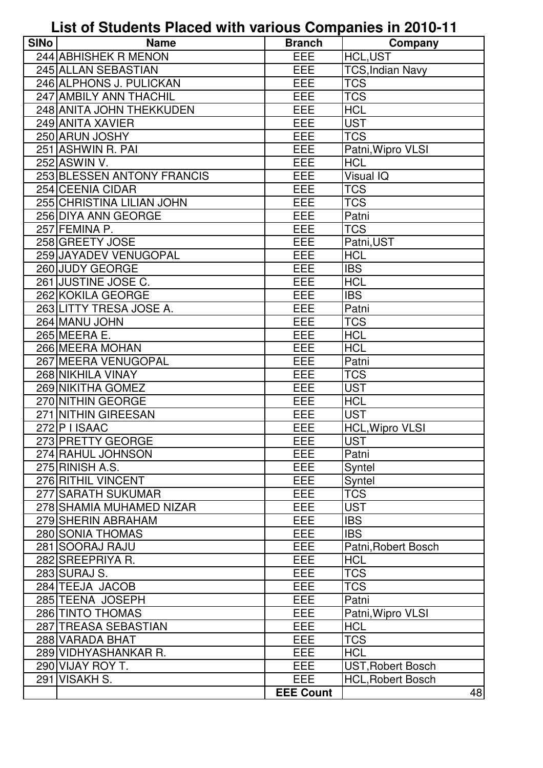# List of Students Placed with various Companies in 2010-11

| SlNo | Name | Branch | Company |
|---|---|---|---|
| 244 | ABHISHEK R MENON | EEE | HCL,UST |
| 245 | ALLAN SEBASTIAN | EEE | TCS,Indian Navy |
| 246 | ALPHONS J. PULICKAN | EEE | TCS |
| 247 | AMBILY ANN THACHIL | EEE | TCS |
| 248 | ANITA JOHN THEKKUDEN | EEE | HCL |
| 249 | ANITA XAVIER | EEE | UST |
| 250 | ARUN JOSHY | EEE | TCS |
| 251 | ASHWIN R. PAI | EEE | Patni,Wipro VLSI |
| 252 | ASWIN V. | EEE | HCL |
| 253 | BLESSEN ANTONY FRANCIS | EEE | Visual IQ |
| 254 | CEENIA CIDAR | EEE | TCS |
| 255 | CHRISTINA LILIAN JOHN | EEE | TCS |
| 256 | DIYA ANN GEORGE | EEE | Patni |
| 257 | FEMINA P. | EEE | TCS |
| 258 | GREETY JOSE | EEE | Patni,UST |
| 259 | JAYADEV VENUGOPAL | EEE | HCL |
| 260 | JUDY GEORGE | EEE | IBS |
| 261 | JUSTINE JOSE C. | EEE | HCL |
| 262 | KOKILA GEORGE | EEE | IBS |
| 263 | LITTY TRESA JOSE A. | EEE | Patni |
| 264 | MANU JOHN | EEE | TCS |
| 265 | MEERA E. | EEE | HCL |
| 266 | MEERA MOHAN | EEE | HCL |
| 267 | MEERA VENUGOPAL | EEE | Patni |
| 268 | NIKHILA VINAY | EEE | TCS |
| 269 | NIKITHA GOMEZ | EEE | UST |
| 270 | NITHIN GEORGE | EEE | HCL |
| 271 | NITHIN GIREESAN | EEE | UST |
| 272 | P I ISAAC | EEE | HCL,Wipro VLSI |
| 273 | PRETTY GEORGE | EEE | UST |
| 274 | RAHUL JOHNSON | EEE | Patni |
| 275 | RINISH A.S. | EEE | Syntel |
| 276 | RITHIL VINCENT | EEE | Syntel |
| 277 | SARATH SUKUMAR | EEE | TCS |
| 278 | SHAMIA MUHAMED NIZAR | EEE | UST |
| 279 | SHERIN ABRAHAM | EEE | IBS |
| 280 | SONIA THOMAS | EEE | IBS |
| 281 | SOORAJ RAJU | EEE | Patni,Robert Bosch |
| 282 | SREEPRIYA R. | EEE | HCL |
| 283 | SURAJ S. | EEE | TCS |
| 284 | TEEJA JACOB | EEE | TCS |
| 285 | TEENA JOSEPH | EEE | Patni |
| 286 | TINTO THOMAS | EEE | Patni,Wipro VLSI |
| 287 | TREASA SEBASTIAN | EEE | HCL |
| 288 | VARADA BHAT | EEE | TCS |
| 289 | VIDHYASHANKAR R. | EEE | HCL |
| 290 | VIJAY ROY T. | EEE | UST,Robert Bosch |
| 291 | VISAKH S. | EEE | HCL,Robert Bosch |
| | | **EEE Count** | 48 |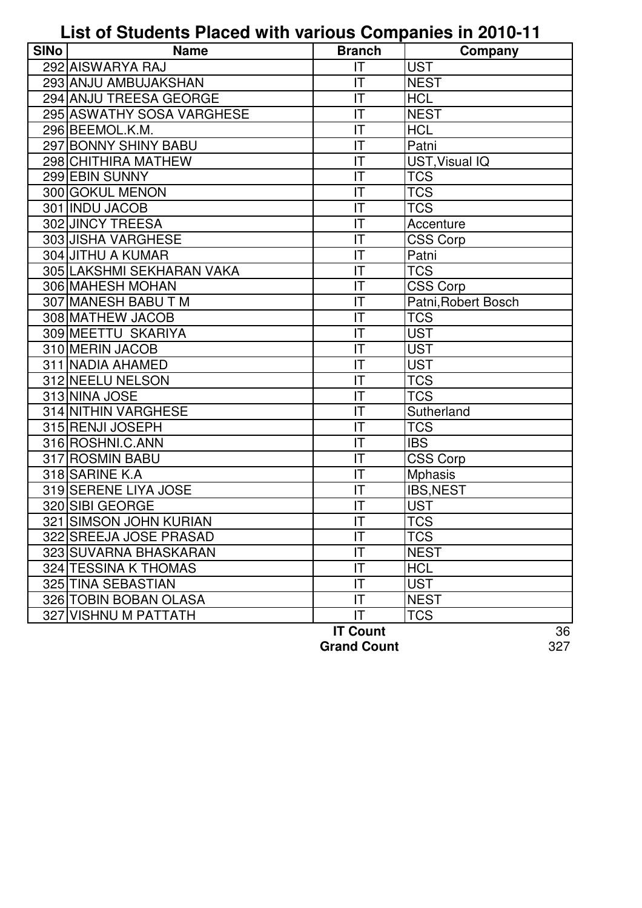# List of Students Placed with various Companies in 2010-11

| SlNo | Name | Branch | Company |
|---|---|---|---|
| 292 | AISWARYA RAJ | IT | UST |
| 293 | ANJU AMBUJAKSHAN | IT | NEST |
| 294 | ANJU TREESA GEORGE | IT | HCL |
| 295 | ASWATHY SOSA VARGHESE | IT | NEST |
| 296 | BEEMOL.K.M. | IT | HCL |
| 297 | BONNY SHINY BABU | IT | Patni |
| 298 | CHITHIRA MATHEW | IT | UST, Visual IQ |
| 299 | EBIN SUNNY | IT | TCS |
| 300 | GOKUL MENON | IT | TCS |
| 301 | INDU JACOB | IT | TCS |
| 302 | JINCY TREESA | IT | Accenture |
| 303 | JISHA VARGHESE | IT | CSS Corp |
| 304 | JITHU A KUMAR | IT | Patni |
| 305 | LAKSHMI SEKHARAN VAKA | IT | TCS |
| 306 | MAHESH MOHAN | IT | CSS Corp |
| 307 | MANESH BABU T M | IT | Patni,Robert Bosch |
| 308 | MATHEW JACOB | IT | TCS |
| 309 | MEETTU SKARIYA | IT | UST |
| 310 | MERIN JACOB | IT | UST |
| 311 | NADIA AHAMED | IT | UST |
| 312 | NEELU NELSON | IT | TCS |
| 313 | NINA JOSE | IT | TCS |
| 314 | NITHIN VARGHESE | IT | Sutherland |
| 315 | RENJI JOSEPH | IT | TCS |
| 316 | ROSHNI.C.ANN | IT | IBS |
| 317 | ROSMIN BABU | IT | CSS Corp |
| 318 | SARINE K.A | IT | Mphasis |
| 319 | SERENE LIYA JOSE | IT | IBS,NEST |
| 320 | SIBI GEORGE | IT | UST |
| 321 | SIMSON JOHN KURIAN | IT | TCS |
| 322 | SREEJA JOSE PRASAD | IT | TCS |
| 323 | SUVARNA BHASKARAN | IT | NEST |
| 324 | TESSINA K THOMAS | IT | HCL |
| 325 | TINA SEBASTIAN | IT | UST |
| 326 | TOBIN BOBAN OLASA | IT | NEST |
| 327 | VISHNU M PATTATH | IT | TCS |
| | | **IT Count** | 36 |
| | | **Grand Count** | 327 |